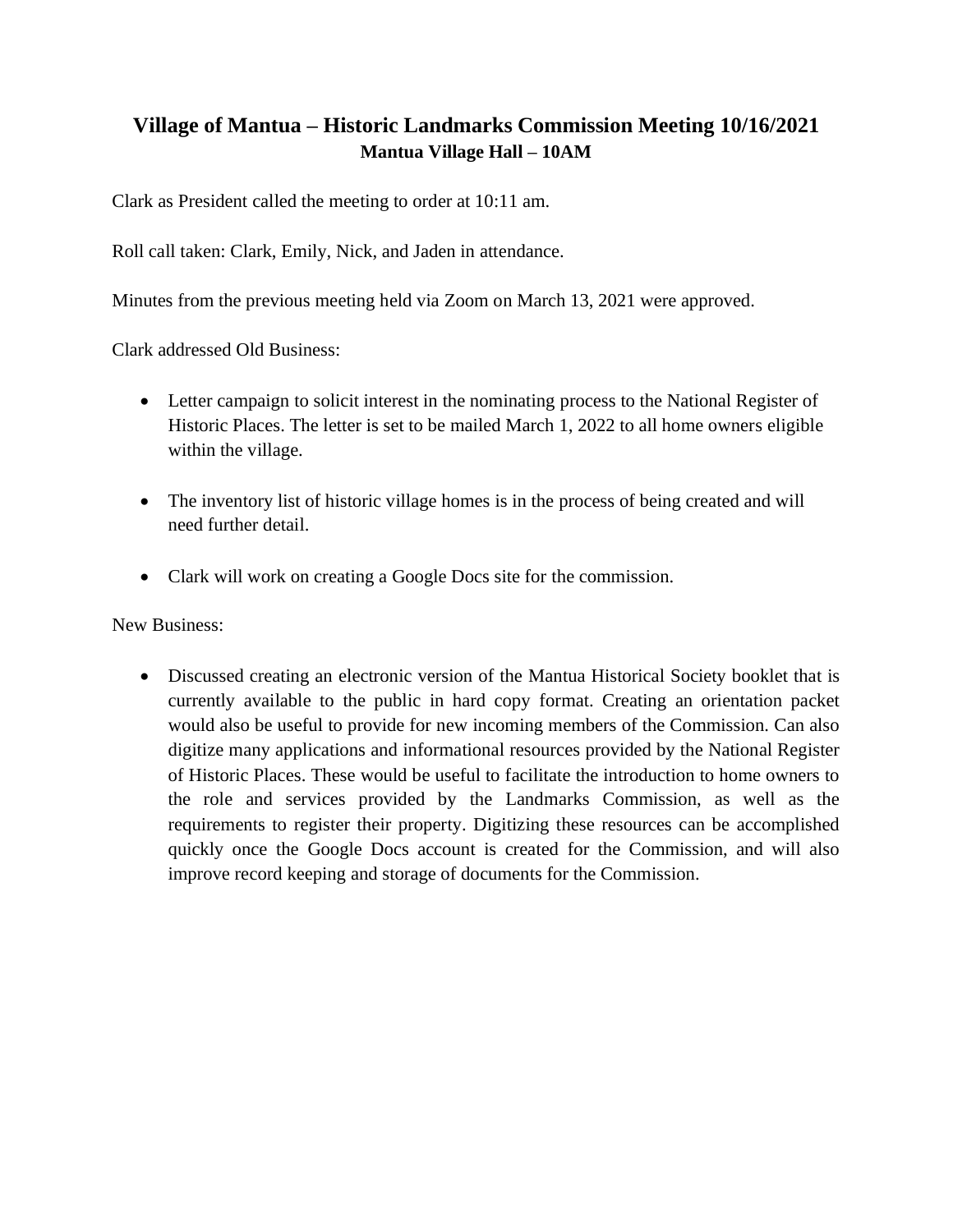# Village of Mantua – Historic Landmarks Commission Meeting 10/16/2021

**Mantua Village Hall – 10AM**

Clark as President called the meeting to order at 10:11 am.

Roll call taken: Clark, Emily, Nick, and Jaden in attendance.

Minutes from the previous meeting held via Zoom on March 13, 2021 were approved.

Clark addressed Old Business:

- Letter campaign to solicit interest in the nominating process to the National Register of Historic Places. The letter is set to be mailed March 1, 2022 to all home owners eligible within the village.

- The inventory list of historic village homes is in the process of being created and will need further detail.

- Clark will work on creating a Google Docs site for the commission.

New Business:

- Discussed creating an electronic version of the Mantua Historical Society booklet that is currently available to the public in hard copy format. Creating an orientation packet would also be useful to provide for new incoming members of the Commission. Can also digitize many applications and informational resources provided by the National Register of Historic Places. These would be useful to facilitate the introduction to home owners to the role and services provided by the Landmarks Commission, as well as the requirements to register their property. Digitizing these resources can be accomplished quickly once the Google Docs account is created for the Commission, and will also improve record keeping and storage of documents for the Commission.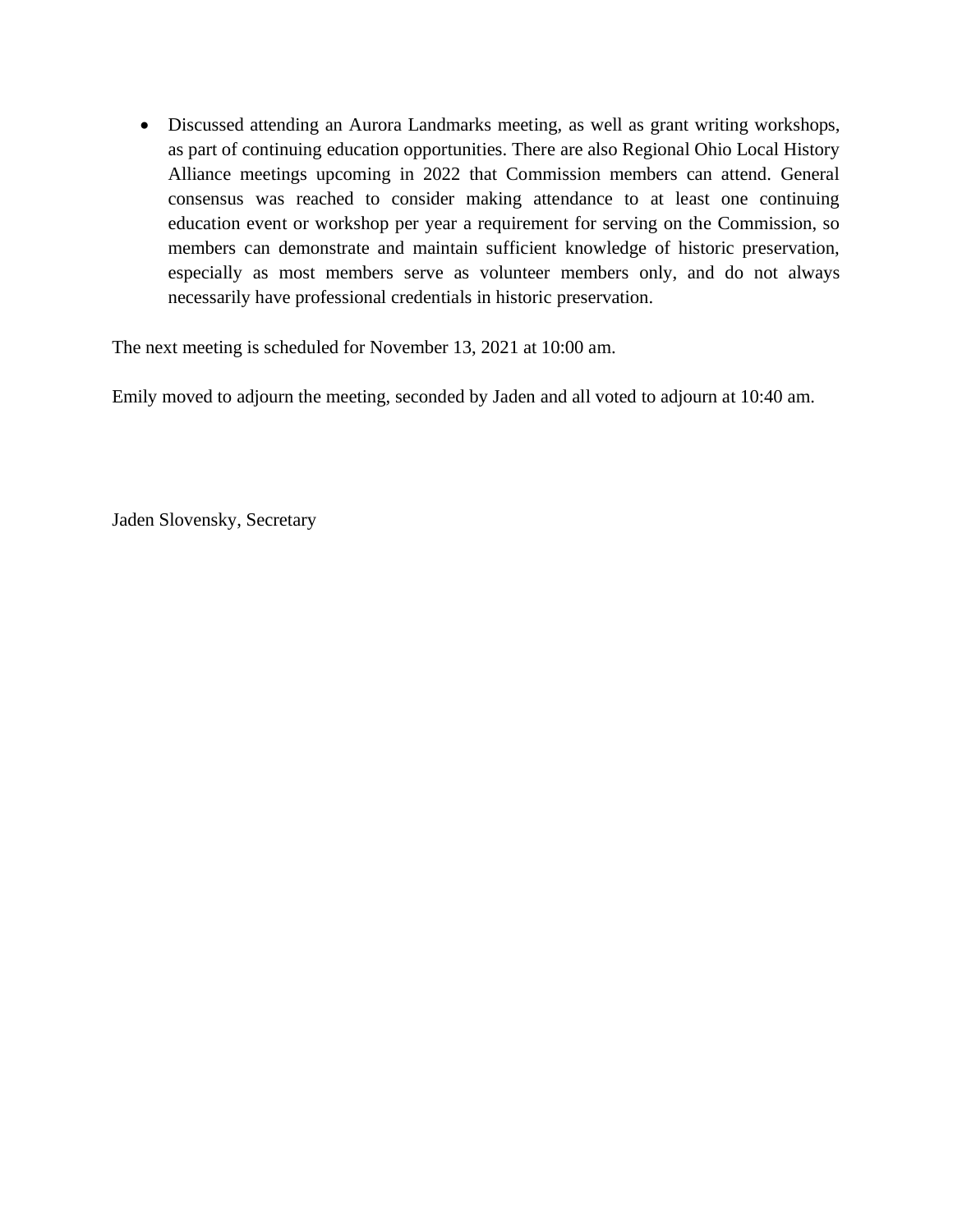- Discussed attending an Aurora Landmarks meeting, as well as grant writing workshops, as part of continuing education opportunities. There are also Regional Ohio Local History Alliance meetings upcoming in 2022 that Commission members can attend. General consensus was reached to consider making attendance to at least one continuing education event or workshop per year a requirement for serving on the Commission, so members can demonstrate and maintain sufficient knowledge of historic preservation, especially as most members serve as volunteer members only, and do not always necessarily have professional credentials in historic preservation.

The next meeting is scheduled for November 13, 2021 at 10:00 am.

Emily moved to adjourn the meeting, seconded by Jaden and all voted to adjourn at 10:40 am.

Jaden Slovensky, Secretary